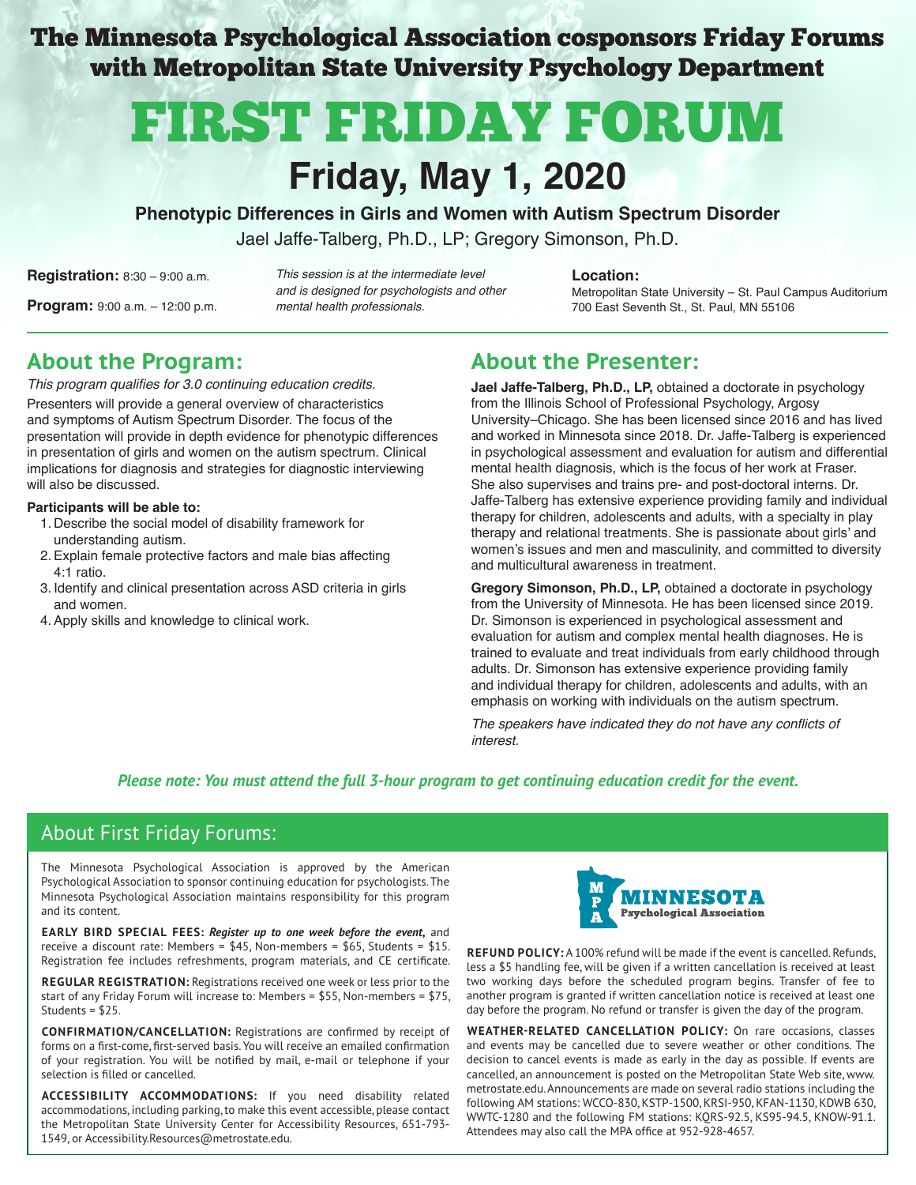# The Minnesota Psychological Association cosponsors Friday Forums with Metropolitan State University Psychology Department

# FIRST FRIDAY FORUM

## Friday, May 1, 2020

**Phenotypic Differences in Girls and Women with Autism Spectrum Disorder**

Jael Jaffe-Talberg, Ph.D., LP; Gregory Simonson, Ph.D.

**Registration:** 8:30 – 9:00 a.m.

**Program:** 9:00 a.m. – 12:00 p.m.

*This session is at the intermediate level and is designed for psychologists and other mental health professionals.*

**Location:**
Metropolitan State University – St. Paul Campus Auditorium
700 East Seventh St., St. Paul, MN 55106

## About the Program:

*This program qualifies for 3.0 continuing education credits.*

Presenters will provide a general overview of characteristics and symptoms of Autism Spectrum Disorder. The focus of the presentation will provide in depth evidence for phenotypic differences in presentation of girls and women on the autism spectrum. Clinical implications for diagnosis and strategies for diagnostic interviewing will also be discussed.

**Participants will be able to:**

1. Describe the social model of disability framework for understanding autism.
2. Explain female protective factors and male bias affecting 4:1 ratio.
3. Identify and clinical presentation across ASD criteria in girls and women.
4. Apply skills and knowledge to clinical work.

## About the Presenter:

**Jael Jaffe-Talberg, Ph.D., LP,** obtained a doctorate in psychology from the Illinois School of Professional Psychology, Argosy University–Chicago. She has been licensed since 2016 and has lived and worked in Minnesota since 2018. Dr. Jaffe-Talberg is experienced in psychological assessment and evaluation for autism and differential mental health diagnosis, which is the focus of her work at Fraser. She also supervises and trains pre- and post-doctoral interns. Dr. Jaffe-Talberg has extensive experience providing family and individual therapy for children, adolescents and adults, with a specialty in play therapy and relational treatments. She is passionate about girls' and women's issues and men and masculinity, and committed to diversity and multicultural awareness in treatment.

**Gregory Simonson, Ph.D., LP,** obtained a doctorate in psychology from the University of Minnesota. He has been licensed since 2019. Dr. Simonson is experienced in psychological assessment and evaluation for autism and complex mental health diagnoses. He is trained to evaluate and treat individuals from early childhood through adults. Dr. Simonson has extensive experience providing family and individual therapy for children, adolescents and adults, with an emphasis on working with individuals on the autism spectrum.

*The speakers have indicated they do not have any conflicts of interest.*

***Please note: You must attend the full 3-hour program to get continuing education credit for the event.***

## About First Friday Forums:

The Minnesota Psychological Association is approved by the American Psychological Association to sponsor continuing education for psychologists. The Minnesota Psychological Association maintains responsibility for this program and its content.

**EARLY BIRD SPECIAL FEES:** ***Register up to one week before the event,*** and receive a discount rate: Members = $45, Non-members = $65, Students = $15. Registration fee includes refreshments, program materials, and CE certificate.

**REGULAR REGISTRATION:** Registrations received one week or less prior to the start of any Friday Forum will increase to: Members = $55, Non-members = $75, Students = $25.

**CONFIRMATION/CANCELLATION:** Registrations are confirmed by receipt of forms on a first-come, first-served basis. You will receive an emailed confirmation of your registration. You will be notified by mail, e-mail or telephone if your selection is filled or cancelled.

**ACCESSIBILITY ACCOMMODATIONS:** If you need disability related accommodations, including parking, to make this event accessible, please contact the Metropolitan State University Center for Accessibility Resources, 651-793-1549, or Accessibility.Resources@metrostate.edu.

MPA MINNESOTA Psychological Association

**REFUND POLICY:** A 100% refund will be made if the event is cancelled. Refunds, less a $5 handling fee, will be given if a written cancellation is received at least two working days before the scheduled program begins. Transfer of fee to another program is granted if written cancellation notice is received at least one day before the program. No refund or transfer is given the day of the program.

**WEATHER-RELATED CANCELLATION POLICY:** On rare occasions, classes and events may be cancelled due to severe weather or other conditions. The decision to cancel events is made as early in the day as possible. If events are cancelled, an announcement is posted on the Metropolitan State Web site, www.metrostate.edu. Announcements are made on several radio stations including the following AM stations: WCCO-830, KSTP-1500, KRSI-950, KFAN-1130, KDWB 630, WWTC-1280 and the following FM stations: KQRS-92.5, KS95-94.5, KNOW-91.1. Attendees may also call the MPA office at 952-928-4657.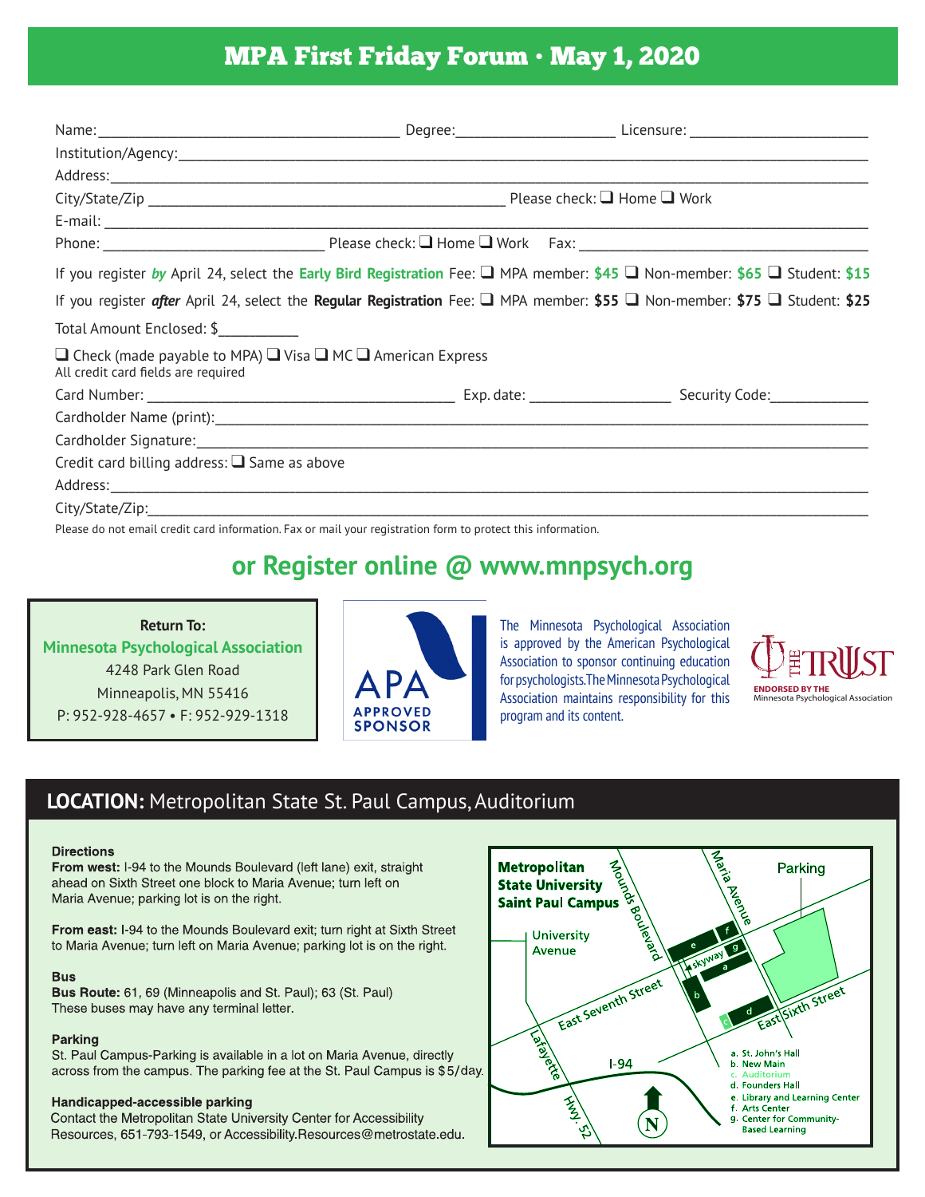# MPA First Friday Forum • May 1, 2020

Name:________________________ Degree:______________ Licensure: ________________

Institution/Agency:________________________________________________

Address:________________________________________________

City/State/Zip ________________________________ Please check: ❑ Home ❑ Work

E-mail: ________________________________________________

Phone: ____________________ Please check: ❑ Home ❑ Work  Fax: ________________________

If you register *by* April 24, select the **Early Bird Registration** Fee: ❑ MPA member: **$45** ❑ Non-member: **$65** ❑ Student: **$15**

If you register *after* April 24, select the **Regular Registration** Fee: ❑ MPA member: **$55** ❑ Non-member: **$75** ❑ Student: **$25**

Total Amount Enclosed: $__________

❑ Check (made payable to MPA) ❑ Visa ❑ MC ❑ American Express
All credit card fields are required

Card Number: ____________________________ Exp. date: ______________ Security Code:__________

Cardholder Name (print):________________________________________________

Cardholder Signature:________________________________________________

Credit card billing address: ❑ Same as above

Address:________________________________________________

City/State/Zip:________________________________________________

Please do not email credit card information. Fax or mail your registration form to protect this information.

## or Register online @ www.mnpsych.org

**Return To:**
**Minnesota Psychological Association**
4248 Park Glen Road
Minneapolis, MN 55416
P: 952-928-4657 • F: 952-929-1318

APA APPROVED SPONSOR

The Minnesota Psychological Association is approved by the American Psychological Association to sponsor continuing education for psychologists. The Minnesota Psychological Association maintains responsibility for this program and its content.

THE TRUST
ENDORSED BY THE Minnesota Psychological Association

## LOCATION: Metropolitan State St. Paul Campus, Auditorium

### Directions

**From west:** I-94 to the Mounds Boulevard (left lane) exit, straight ahead on Sixth Street one block to Maria Avenue; turn left on Maria Avenue; parking lot is on the right.

**From east:** I-94 to the Mounds Boulevard exit; turn right at Sixth Street to Maria Avenue; turn left on Maria Avenue; parking lot is on the right.

### Bus

**Bus Route:** 61, 69 (Minneapolis and St. Paul); 63 (St. Paul)
These buses may have any terminal letter.

### Parking

St. Paul Campus-Parking is available in a lot on Maria Avenue, directly across from the campus. The parking fee at the St. Paul Campus is $5/day.

### Handicapped-accessible parking

Contact the Metropolitan State University Center for Accessibility Resources, 651-793-1549, or Accessibility.Resources@metrostate.edu.

Metropolitan State University Saint Paul Campus

Mounds Boulevard
Maria Avenue
Parking
University Avenue
skyway
East Seventh Street
East Sixth Street
Lafayette
I-94
Hwy. 52
N

a. St. John's Hall
b. New Main
c. Auditorium
d. Founders Hall
e. Library and Learning Center
f. Arts Center
g. Center for Community-Based Learning